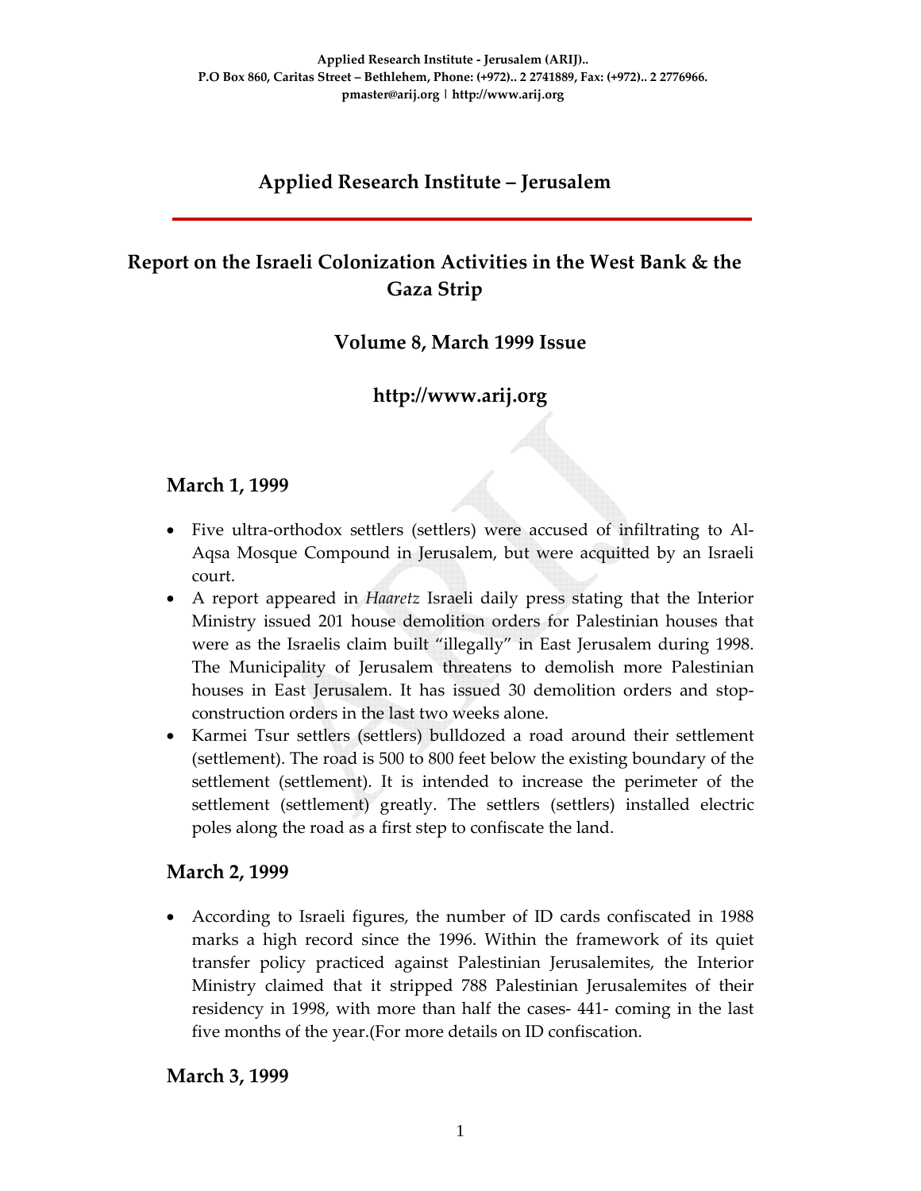Applied Research Institute - Jerusalem (ARIJ)..
P.O Box 860, Caritas Street – Bethlehem, Phone: (+972).. 2 2741889, Fax: (+972).. 2 2776966.
pmaster@arij.org | http://www.arij.org

# Applied Research Institute – Jerusalem

## Report on the Israeli Colonization Activities in the West Bank & the Gaza Strip

### Volume 8, March 1999 Issue

### http://www.arij.org

## March 1, 1999

- Five ultra-orthodox settlers (settlers) were accused of infiltrating to Al-Aqsa Mosque Compound in Jerusalem, but were acquitted by an Israeli court.
- A report appeared in *Haaretz* Israeli daily press stating that the Interior Ministry issued 201 house demolition orders for Palestinian houses that were as the Israelis claim built "illegally" in East Jerusalem during 1998. The Municipality of Jerusalem threatens to demolish more Palestinian houses in East Jerusalem. It has issued 30 demolition orders and stop-construction orders in the last two weeks alone.
- Karmei Tsur settlers (settlers) bulldozed a road around their settlement (settlement). The road is 500 to 800 feet below the existing boundary of the settlement (settlement). It is intended to increase the perimeter of the settlement (settlement) greatly. The settlers (settlers) installed electric poles along the road as a first step to confiscate the land.

## March 2, 1999

- According to Israeli figures, the number of ID cards confiscated in 1988 marks a high record since the 1996. Within the framework of its quiet transfer policy practiced against Palestinian Jerusalemites, the Interior Ministry claimed that it stripped 788 Palestinian Jerusalemites of their residency in 1998, with more than half the cases- 441- coming in the last five months of the year.(For more details on ID confiscation.

## March 3, 1999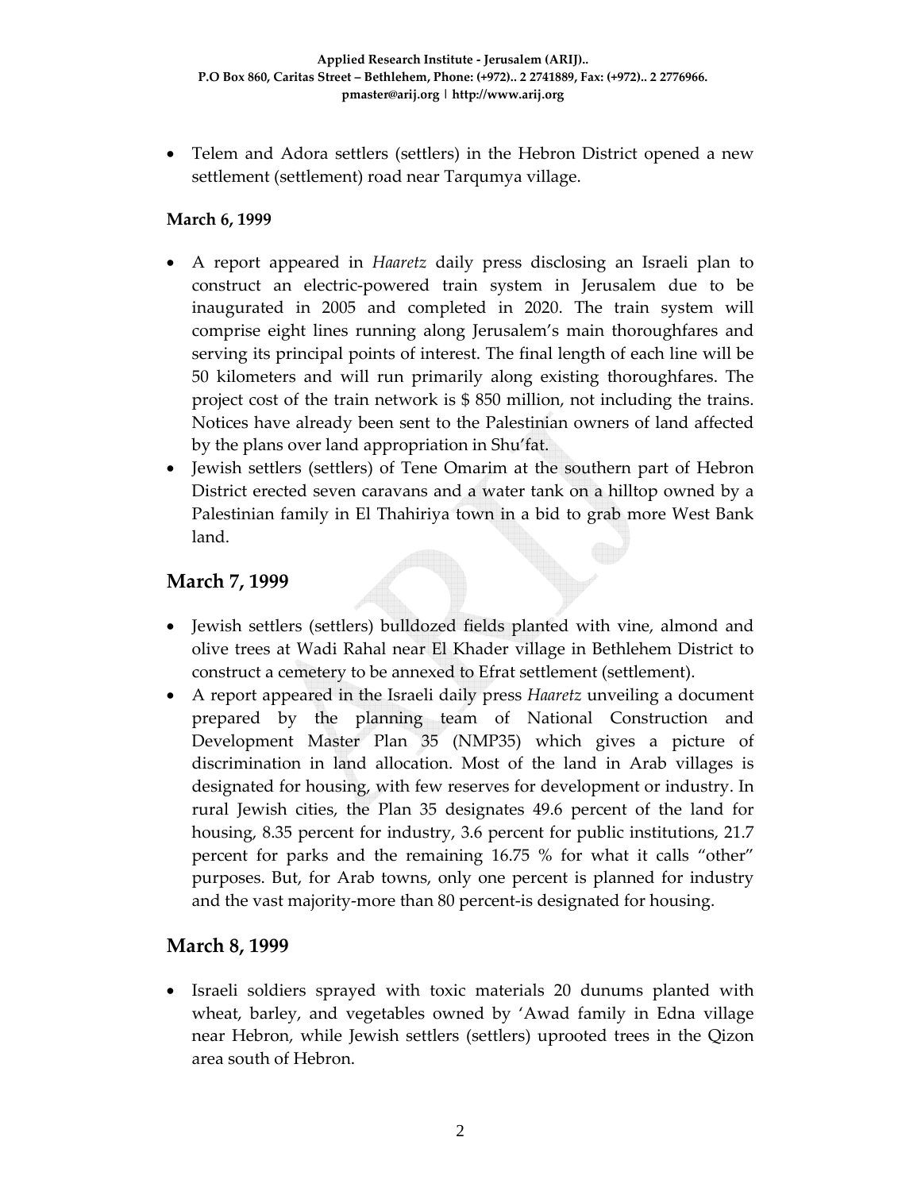- Telem and Adora settlers (settlers) in the Hebron District opened a new settlement (settlement) road near Tarqumya village.

**March 6, 1999**

- A report appeared in *Haaretz* daily press disclosing an Israeli plan to construct an electric-powered train system in Jerusalem due to be inaugurated in 2005 and completed in 2020. The train system will comprise eight lines running along Jerusalem's main thoroughfares and serving its principal points of interest. The final length of each line will be 50 kilometers and will run primarily along existing thoroughfares. The project cost of the train network is $ 850 million, not including the trains. Notices have already been sent to the Palestinian owners of land affected by the plans over land appropriation in Shu'fat.
- Jewish settlers (settlers) of Tene Omarim at the southern part of Hebron District erected seven caravans and a water tank on a hilltop owned by a Palestinian family in El Thahiriya town in a bid to grab more West Bank land.

## March 7, 1999

- Jewish settlers (settlers) bulldozed fields planted with vine, almond and olive trees at Wadi Rahal near El Khader village in Bethlehem District to construct a cemetery to be annexed to Efrat settlement (settlement).
- A report appeared in the Israeli daily press *Haaretz* unveiling a document prepared by the planning team of National Construction and Development Master Plan 35 (NMP35) which gives a picture of discrimination in land allocation. Most of the land in Arab villages is designated for housing, with few reserves for development or industry. In rural Jewish cities, the Plan 35 designates 49.6 percent of the land for housing, 8.35 percent for industry, 3.6 percent for public institutions, 21.7 percent for parks and the remaining 16.75 % for what it calls "other" purposes. But, for Arab towns, only one percent is planned for industry and the vast majority-more than 80 percent-is designated for housing.

## March 8, 1999

- Israeli soldiers sprayed with toxic materials 20 dunums planted with wheat, barley, and vegetables owned by 'Awad family in Edna village near Hebron, while Jewish settlers (settlers) uprooted trees in the Qizon area south of Hebron.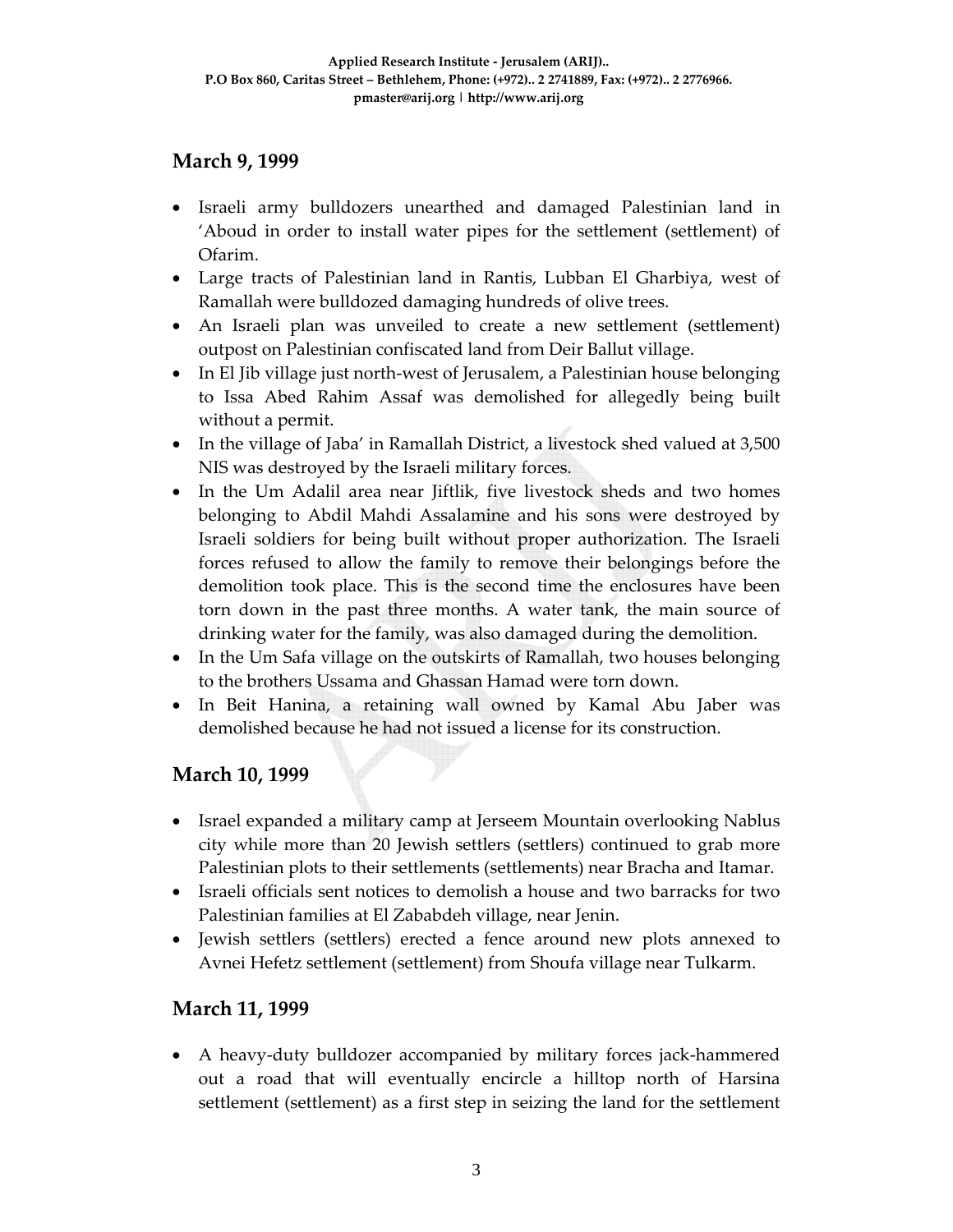## March 9, 1999

- Israeli army bulldozers unearthed and damaged Palestinian land in 'Aboud in order to install water pipes for the settlement (settlement) of Ofarim.
- Large tracts of Palestinian land in Rantis, Lubban El Gharbiya, west of Ramallah were bulldozed damaging hundreds of olive trees.
- An Israeli plan was unveiled to create a new settlement (settlement) outpost on Palestinian confiscated land from Deir Ballut village.
- In El Jib village just north-west of Jerusalem, a Palestinian house belonging to Issa Abed Rahim Assaf was demolished for allegedly being built without a permit.
- In the village of Jaba' in Ramallah District, a livestock shed valued at 3,500 NIS was destroyed by the Israeli military forces.
- In the Um Adalil area near Jiftlik, five livestock sheds and two homes belonging to Abdil Mahdi Assalamine and his sons were destroyed by Israeli soldiers for being built without proper authorization. The Israeli forces refused to allow the family to remove their belongings before the demolition took place. This is the second time the enclosures have been torn down in the past three months. A water tank, the main source of drinking water for the family, was also damaged during the demolition.
- In the Um Safa village on the outskirts of Ramallah, two houses belonging to the brothers Ussama and Ghassan Hamad were torn down.
- In Beit Hanina, a retaining wall owned by Kamal Abu Jaber was demolished because he had not issued a license for its construction.

## March 10, 1999

- Israel expanded a military camp at Jerseem Mountain overlooking Nablus city while more than 20 Jewish settlers (settlers) continued to grab more Palestinian plots to their settlements (settlements) near Bracha and Itamar.
- Israeli officials sent notices to demolish a house and two barracks for two Palestinian families at El Zababdeh village, near Jenin.
- Jewish settlers (settlers) erected a fence around new plots annexed to Avnei Hefetz settlement (settlement) from Shoufa village near Tulkarm.

## March 11, 1999

- A heavy-duty bulldozer accompanied by military forces jack-hammered out a road that will eventually encircle a hilltop north of Harsina settlement (settlement) as a first step in seizing the land for the settlement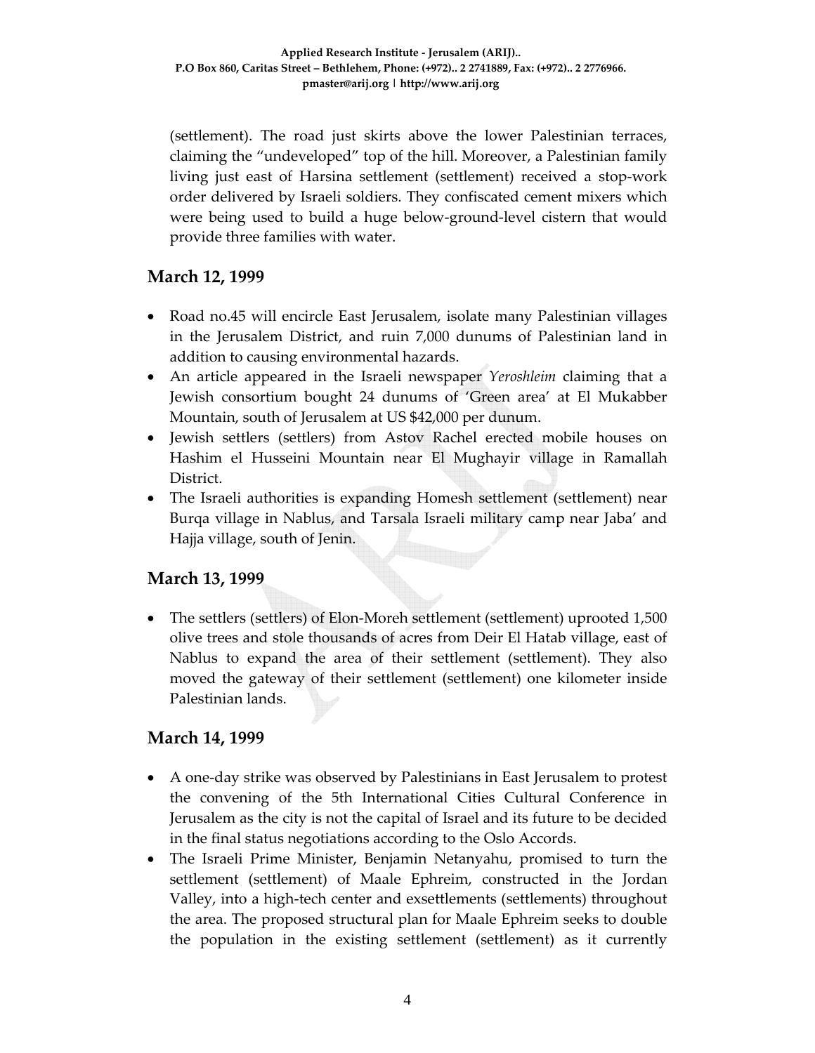(settlement). The road just skirts above the lower Palestinian terraces, claiming the "undeveloped" top of the hill. Moreover, a Palestinian family living just east of Harsina settlement (settlement) received a stop-work order delivered by Israeli soldiers. They confiscated cement mixers which were being used to build a huge below-ground-level cistern that would provide three families with water.

## March 12, 1999

- Road no.45 will encircle East Jerusalem, isolate many Palestinian villages in the Jerusalem District, and ruin 7,000 dunums of Palestinian land in addition to causing environmental hazards.
- An article appeared in the Israeli newspaper *Yeroshleim* claiming that a Jewish consortium bought 24 dunums of 'Green area' at El Mukabber Mountain, south of Jerusalem at US $42,000 per dunum.
- Jewish settlers (settlers) from Astov Rachel erected mobile houses on Hashim el Husseini Mountain near El Mughayir village in Ramallah District.
- The Israeli authorities is expanding Homesh settlement (settlement) near Burqa village in Nablus, and Tarsala Israeli military camp near Jaba' and Hajja village, south of Jenin.

## March 13, 1999

- The settlers (settlers) of Elon-Moreh settlement (settlement) uprooted 1,500 olive trees and stole thousands of acres from Deir El Hatab village, east of Nablus to expand the area of their settlement (settlement). They also moved the gateway of their settlement (settlement) one kilometer inside Palestinian lands.

## March 14, 1999

- A one-day strike was observed by Palestinians in East Jerusalem to protest the convening of the 5th International Cities Cultural Conference in Jerusalem as the city is not the capital of Israel and its future to be decided in the final status negotiations according to the Oslo Accords.
- The Israeli Prime Minister, Benjamin Netanyahu, promised to turn the settlement (settlement) of Maale Ephreim, constructed in the Jordan Valley, into a high-tech center and exsettlements (settlements) throughout the area. The proposed structural plan for Maale Ephreim seeks to double the population in the existing settlement (settlement) as it currently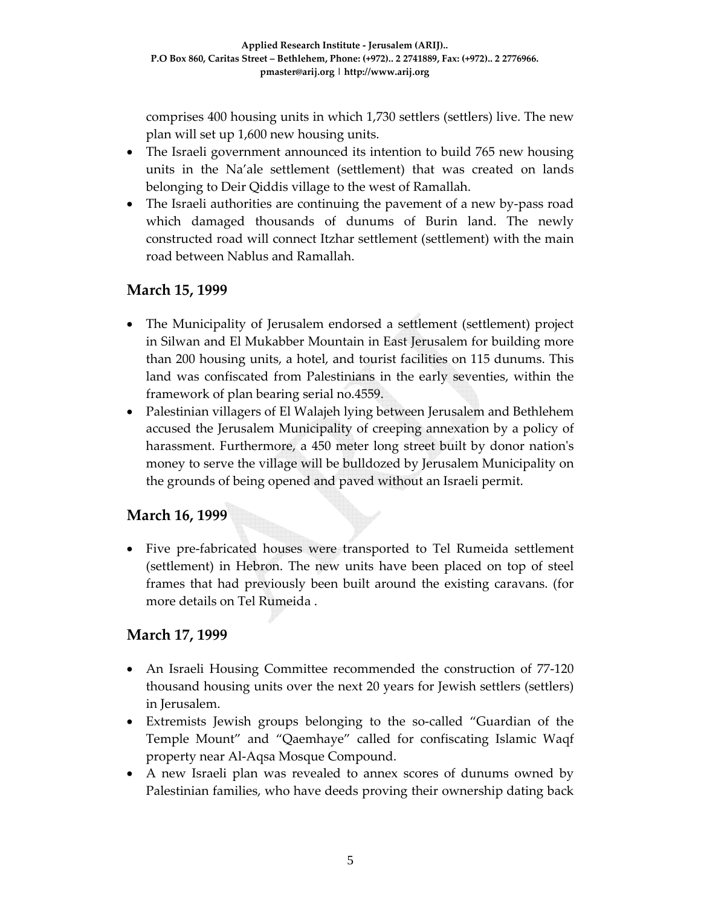comprises 400 housing units in which 1,730 settlers (settlers) live. The new plan will set up 1,600 new housing units.

- The Israeli government announced its intention to build 765 new housing units in the Na'ale settlement (settlement) that was created on lands belonging to Deir Qiddis village to the west of Ramallah.
- The Israeli authorities are continuing the pavement of a new by-pass road which damaged thousands of dunums of Burin land. The newly constructed road will connect Itzhar settlement (settlement) with the main road between Nablus and Ramallah.

## March 15, 1999

- The Municipality of Jerusalem endorsed a settlement (settlement) project in Silwan and El Mukabber Mountain in East Jerusalem for building more than 200 housing units, a hotel, and tourist facilities on 115 dunums. This land was confiscated from Palestinians in the early seventies, within the framework of plan bearing serial no.4559.
- Palestinian villagers of El Walajeh lying between Jerusalem and Bethlehem accused the Jerusalem Municipality of creeping annexation by a policy of harassment. Furthermore, a 450 meter long street built by donor nation's money to serve the village will be bulldozed by Jerusalem Municipality on the grounds of being opened and paved without an Israeli permit.

## March 16, 1999

- Five pre-fabricated houses were transported to Tel Rumeida settlement (settlement) in Hebron. The new units have been placed on top of steel frames that had previously been built around the existing caravans. (for more details on Tel Rumeida .

## March 17, 1999

- An Israeli Housing Committee recommended the construction of 77-120 thousand housing units over the next 20 years for Jewish settlers (settlers) in Jerusalem.
- Extremists Jewish groups belonging to the so-called "Guardian of the Temple Mount" and "Qaemhaye" called for confiscating Islamic Waqf property near Al-Aqsa Mosque Compound.
- A new Israeli plan was revealed to annex scores of dunums owned by Palestinian families, who have deeds proving their ownership dating back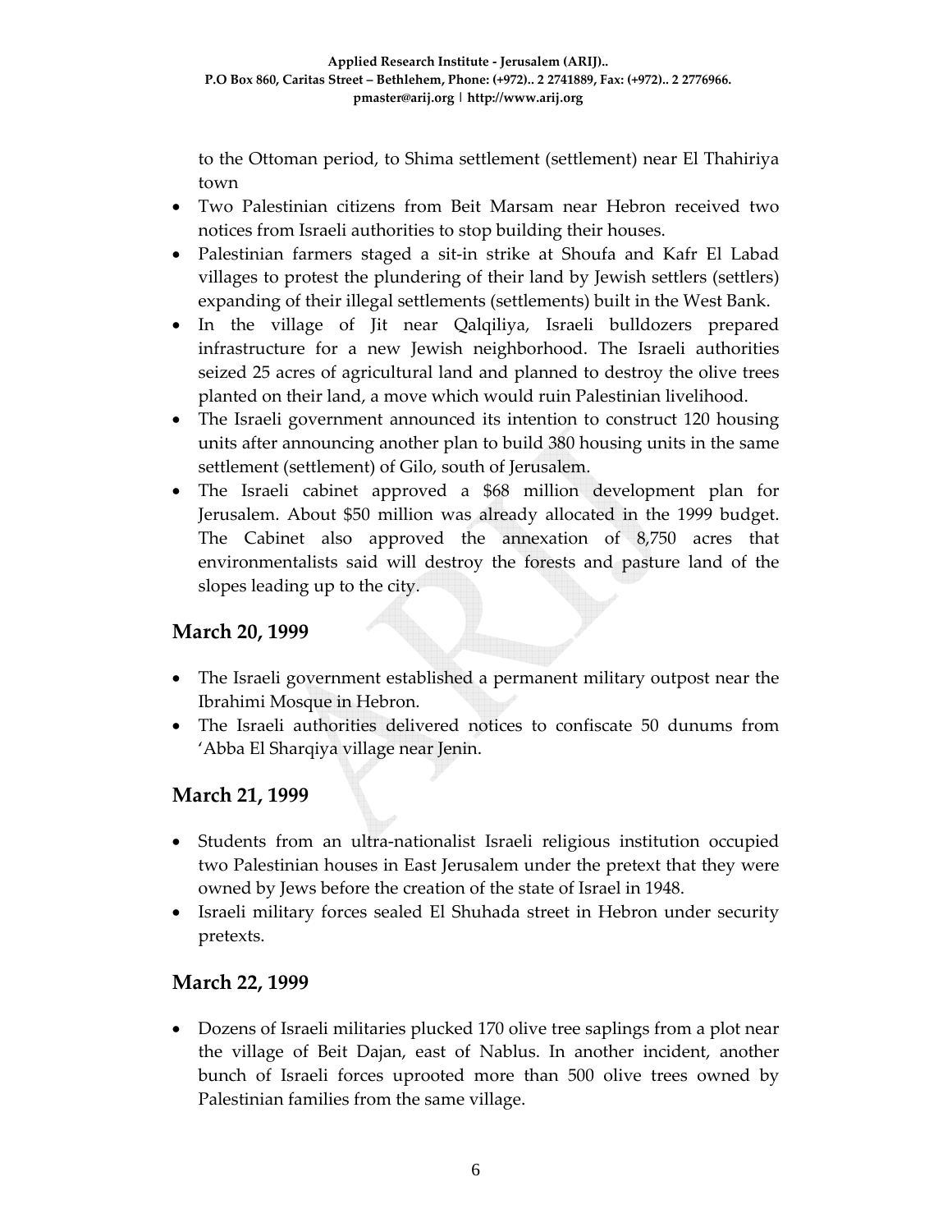to the Ottoman period, to Shima settlement (settlement) near El Thahiriya town

- Two Palestinian citizens from Beit Marsam near Hebron received two notices from Israeli authorities to stop building their houses.
- Palestinian farmers staged a sit-in strike at Shoufa and Kafr El Labad villages to protest the plundering of their land by Jewish settlers (settlers) expanding of their illegal settlements (settlements) built in the West Bank.
- In the village of Jit near Qalqiliya, Israeli bulldozers prepared infrastructure for a new Jewish neighborhood. The Israeli authorities seized 25 acres of agricultural land and planned to destroy the olive trees planted on their land, a move which would ruin Palestinian livelihood.
- The Israeli government announced its intention to construct 120 housing units after announcing another plan to build 380 housing units in the same settlement (settlement) of Gilo, south of Jerusalem.
- The Israeli cabinet approved a $68 million development plan for Jerusalem. About $50 million was already allocated in the 1999 budget. The Cabinet also approved the annexation of 8,750 acres that environmentalists said will destroy the forests and pasture land of the slopes leading up to the city.

## March 20, 1999

- The Israeli government established a permanent military outpost near the Ibrahimi Mosque in Hebron.
- The Israeli authorities delivered notices to confiscate 50 dunums from 'Abba El Sharqiya village near Jenin.

## March 21, 1999

- Students from an ultra-nationalist Israeli religious institution occupied two Palestinian houses in East Jerusalem under the pretext that they were owned by Jews before the creation of the state of Israel in 1948.
- Israeli military forces sealed El Shuhada street in Hebron under security pretexts.

## March 22, 1999

- Dozens of Israeli militaries plucked 170 olive tree saplings from a plot near the village of Beit Dajan, east of Nablus. In another incident, another bunch of Israeli forces uprooted more than 500 olive trees owned by Palestinian families from the same village.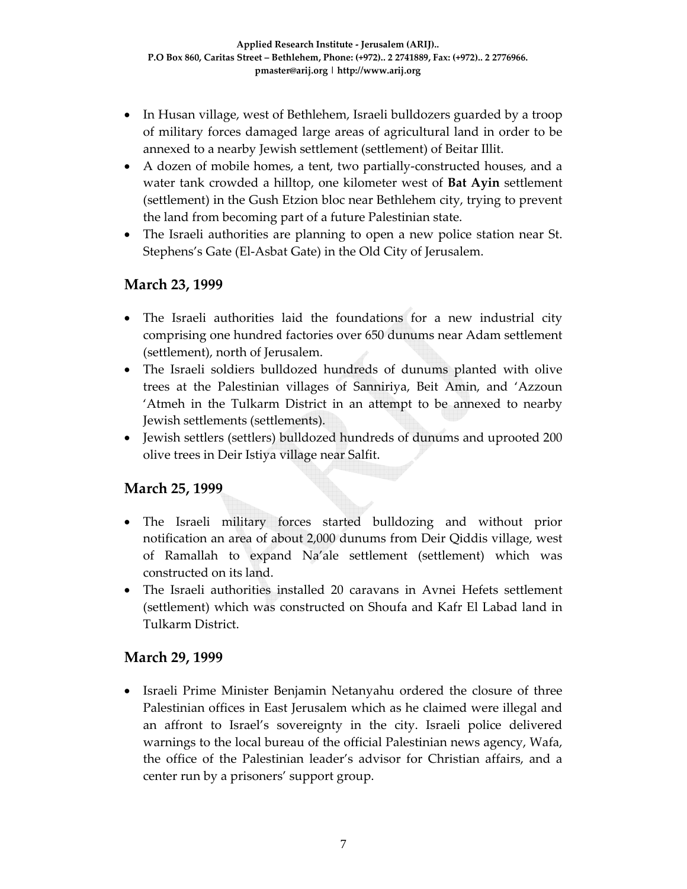- In Husan village, west of Bethlehem, Israeli bulldozers guarded by a troop of military forces damaged large areas of agricultural land in order to be annexed to a nearby Jewish settlement (settlement) of Beitar Illit.
- A dozen of mobile homes, a tent, two partially-constructed houses, and a water tank crowded a hilltop, one kilometer west of **Bat Ayin** settlement (settlement) in the Gush Etzion bloc near Bethlehem city, trying to prevent the land from becoming part of a future Palestinian state.
- The Israeli authorities are planning to open a new police station near St. Stephens's Gate (El-Asbat Gate) in the Old City of Jerusalem.

## March 23, 1999

- The Israeli authorities laid the foundations for a new industrial city comprising one hundred factories over 650 dunums near Adam settlement (settlement), north of Jerusalem.
- The Israeli soldiers bulldozed hundreds of dunums planted with olive trees at the Palestinian villages of Sanniriya, Beit Amin, and 'Azzoun 'Atmeh in the Tulkarm District in an attempt to be annexed to nearby Jewish settlements (settlements).
- Jewish settlers (settlers) bulldozed hundreds of dunums and uprooted 200 olive trees in Deir Istiya village near Salfit.

## March 25, 1999

- The Israeli military forces started bulldozing and without prior notification an area of about 2,000 dunums from Deir Qiddis village, west of Ramallah to expand Na'ale settlement (settlement) which was constructed on its land.
- The Israeli authorities installed 20 caravans in Avnei Hefets settlement (settlement) which was constructed on Shoufa and Kafr El Labad land in Tulkarm District.

## March 29, 1999

- Israeli Prime Minister Benjamin Netanyahu ordered the closure of three Palestinian offices in East Jerusalem which as he claimed were illegal and an affront to Israel's sovereignty in the city. Israeli police delivered warnings to the local bureau of the official Palestinian news agency, Wafa, the office of the Palestinian leader's advisor for Christian affairs, and a center run by a prisoners' support group.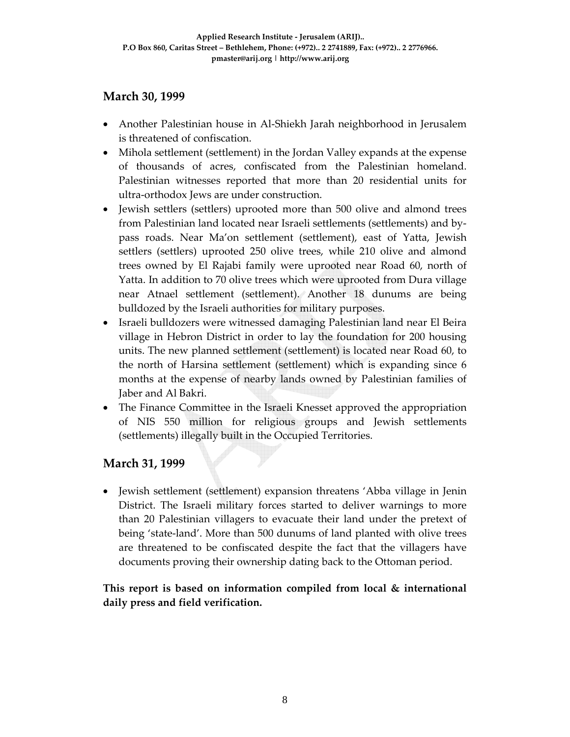## March 30, 1999

- Another Palestinian house in Al-Shiekh Jarah neighborhood in Jerusalem is threatened of confiscation.
- Mihola settlement (settlement) in the Jordan Valley expands at the expense of thousands of acres, confiscated from the Palestinian homeland. Palestinian witnesses reported that more than 20 residential units for ultra-orthodox Jews are under construction.
- Jewish settlers (settlers) uprooted more than 500 olive and almond trees from Palestinian land located near Israeli settlements (settlements) and by-pass roads. Near Ma'on settlement (settlement), east of Yatta, Jewish settlers (settlers) uprooted 250 olive trees, while 210 olive and almond trees owned by El Rajabi family were uprooted near Road 60, north of Yatta. In addition to 70 olive trees which were uprooted from Dura village near Atnael settlement (settlement). Another 18 dunums are being bulldozed by the Israeli authorities for military purposes.
- Israeli bulldozers were witnessed damaging Palestinian land near El Beira village in Hebron District in order to lay the foundation for 200 housing units. The new planned settlement (settlement) is located near Road 60, to the north of Harsina settlement (settlement) which is expanding since 6 months at the expense of nearby lands owned by Palestinian families of Jaber and Al Bakri.
- The Finance Committee in the Israeli Knesset approved the appropriation of NIS 550 million for religious groups and Jewish settlements (settlements) illegally built in the Occupied Territories.

## March 31, 1999

- Jewish settlement (settlement) expansion threatens 'Abba village in Jenin District. The Israeli military forces started to deliver warnings to more than 20 Palestinian villagers to evacuate their land under the pretext of being 'state-land'. More than 500 dunums of land planted with olive trees are threatened to be confiscated despite the fact that the villagers have documents proving their ownership dating back to the Ottoman period.

**This report is based on information compiled from local & international daily press and field verification.**